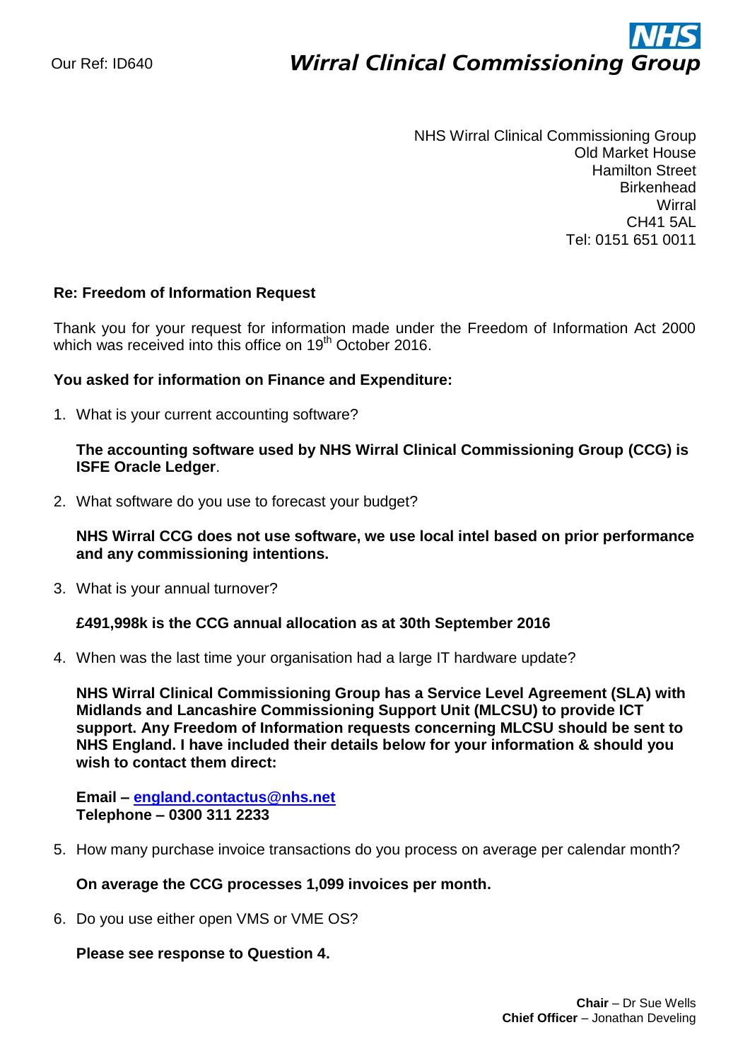Our Ref: ID640

**NHS**
**Wirral Clinical Commissioning Group**

NHS Wirral Clinical Commissioning Group
Old Market House
Hamilton Street
Birkenhead
Wirral
CH41 5AL
Tel: 0151 651 0011

**Re: Freedom of Information Request**

Thank you for your request for information made under the Freedom of Information Act 2000 which was received into this office on 19th October 2016.

**You asked for information on Finance and Expenditure:**

1. What is your current accounting software?

   **The accounting software used by NHS Wirral Clinical Commissioning Group (CCG) is ISFE Oracle Ledger**.

2. What software do you use to forecast your budget?

   **NHS Wirral CCG does not use software, we use local intel based on prior performance and any commissioning intentions.**

3. What is your annual turnover?

   **£491,998k is the CCG annual allocation as at 30th September 2016**

4. When was the last time your organisation had a large IT hardware update?

   **NHS Wirral Clinical Commissioning Group has a Service Level Agreement (SLA) with Midlands and Lancashire Commissioning Support Unit (MLCSU) to provide ICT support. Any Freedom of Information requests concerning MLCSU should be sent to NHS England. I have included their details below for your information & should you wish to contact them direct:**

   **Email – england.contactus@nhs.net**
   **Telephone – 0300 311 2233**

5. How many purchase invoice transactions do you process on average per calendar month?

   **On average the CCG processes 1,099 invoices per month.**

6. Do you use either open VMS or VME OS?

   **Please see response to Question 4.**

**Chair** – Dr Sue Wells
**Chief Officer** – Jonathan Develing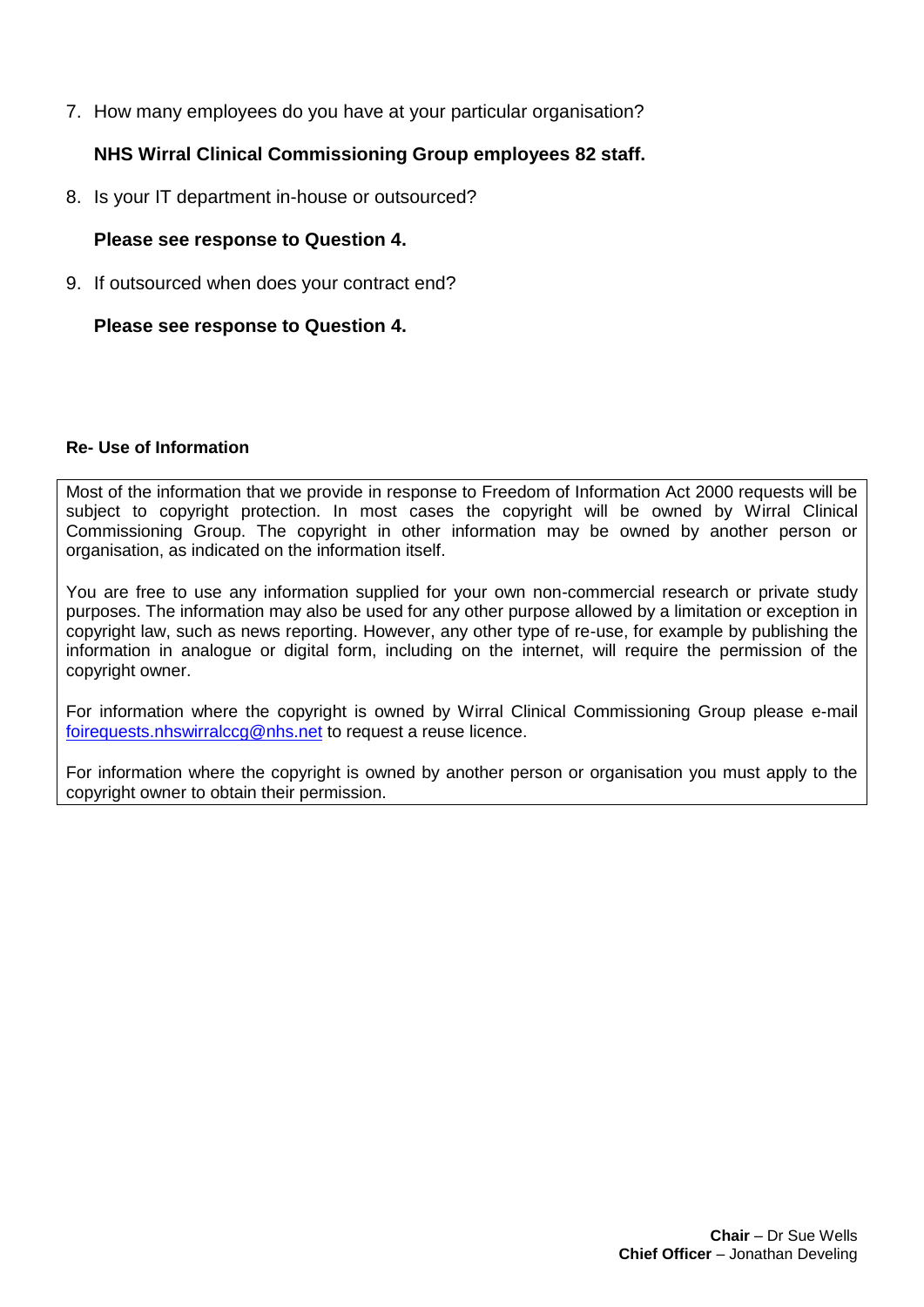7. How many employees do you have at your particular organisation?

   **NHS Wirral Clinical Commissioning Group employees 82 staff.**

8. Is your IT department in-house or outsourced?

   **Please see response to Question 4.**

9. If outsourced when does your contract end?

   **Please see response to Question 4.**

**Re- Use of Information**

Most of the information that we provide in response to Freedom of Information Act 2000 requests will be subject to copyright protection. In most cases the copyright will be owned by Wirral Clinical Commissioning Group. The copyright in other information may be owned by another person or organisation, as indicated on the information itself.

You are free to use any information supplied for your own non-commercial research or private study purposes. The information may also be used for any other purpose allowed by a limitation or exception in copyright law, such as news reporting. However, any other type of re-use, for example by publishing the information in analogue or digital form, including on the internet, will require the permission of the copyright owner.

For information where the copyright is owned by Wirral Clinical Commissioning Group please e-mail foirequests.nhswirralccg@nhs.net to request a reuse licence.

For information where the copyright is owned by another person or organisation you must apply to the copyright owner to obtain their permission.

**Chair** – Dr Sue Wells
**Chief Officer** – Jonathan Develing